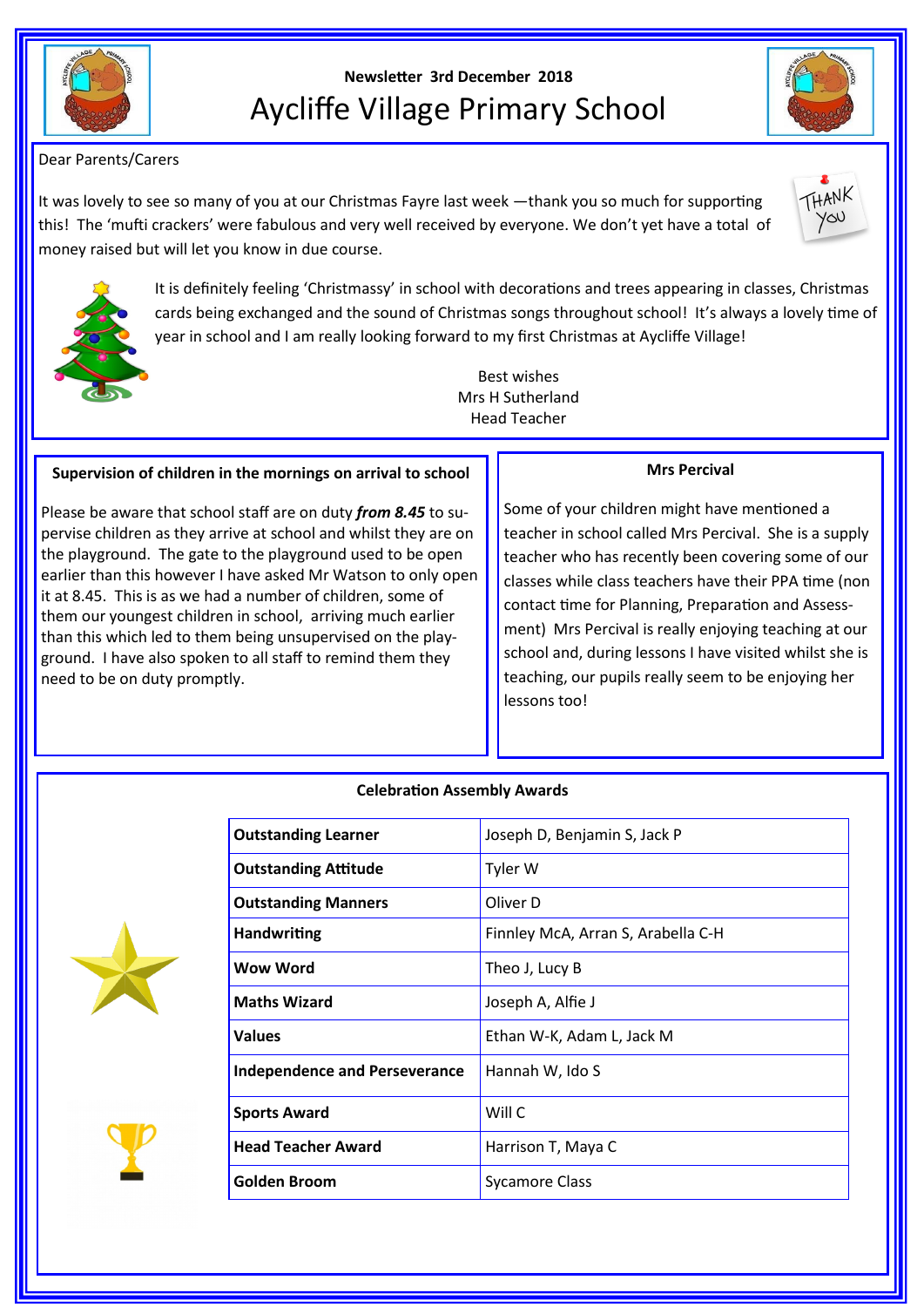Newsletter 3rd December 2018

# Aycliffe Village Primary School

Dear Parents/Carers

It was lovely to see so many of you at our Christmas Fayre last week —thank you so much for supporting this! The 'mufti crackers' were fabulous and very well received by everyone. We don't yet have a total of money raised but will let you know in due course.

It is definitely feeling 'Christmassy' in school with decorations and trees appearing in classes, Christmas cards being exchanged and the sound of Christmas songs throughout school! It's always a lovely time of year in school and I am really looking forward to my first Christmas at Aycliffe Village!

Best wishes
Mrs H Sutherland
Head Teacher

## Supervision of children in the mornings on arrival to school

Please be aware that school staff are on duty ***from 8.45*** to supervise children as they arrive at school and whilst they are on the playground. The gate to the playground used to be open earlier than this however I have asked Mr Watson to only open it at 8.45. This is as we had a number of children, some of them our youngest children in school, arriving much earlier than this which led to them being unsupervised on the playground. I have also spoken to all staff to remind them they need to be on duty promptly.

## Mrs Percival

Some of your children might have mentioned a teacher in school called Mrs Percival. She is a supply teacher who has recently been covering some of our classes while class teachers have their PPA time (non contact time for Planning, Preparation and Assessment) Mrs Percival is really enjoying teaching at our school and, during lessons I have visited whilst she is teaching, our pupils really seem to be enjoying her lessons too!

## Celebration Assembly Awards

| Award | Recipients |
|---|---|
| **Outstanding Learner** | Joseph D, Benjamin S, Jack P |
| **Outstanding Attitude** | Tyler W |
| **Outstanding Manners** | Oliver D |
| **Handwriting** | Finnley McA, Arran S, Arabella C-H |
| **Wow Word** | Theo J, Lucy B |
| **Maths Wizard** | Joseph A, Alfie J |
| **Values** | Ethan W-K, Adam L, Jack M |
| **Independence and Perseverance** | Hannah W, Ido S |
| **Sports Award** | Will C |
| **Head Teacher Award** | Harrison T, Maya C |
| **Golden Broom** | Sycamore Class |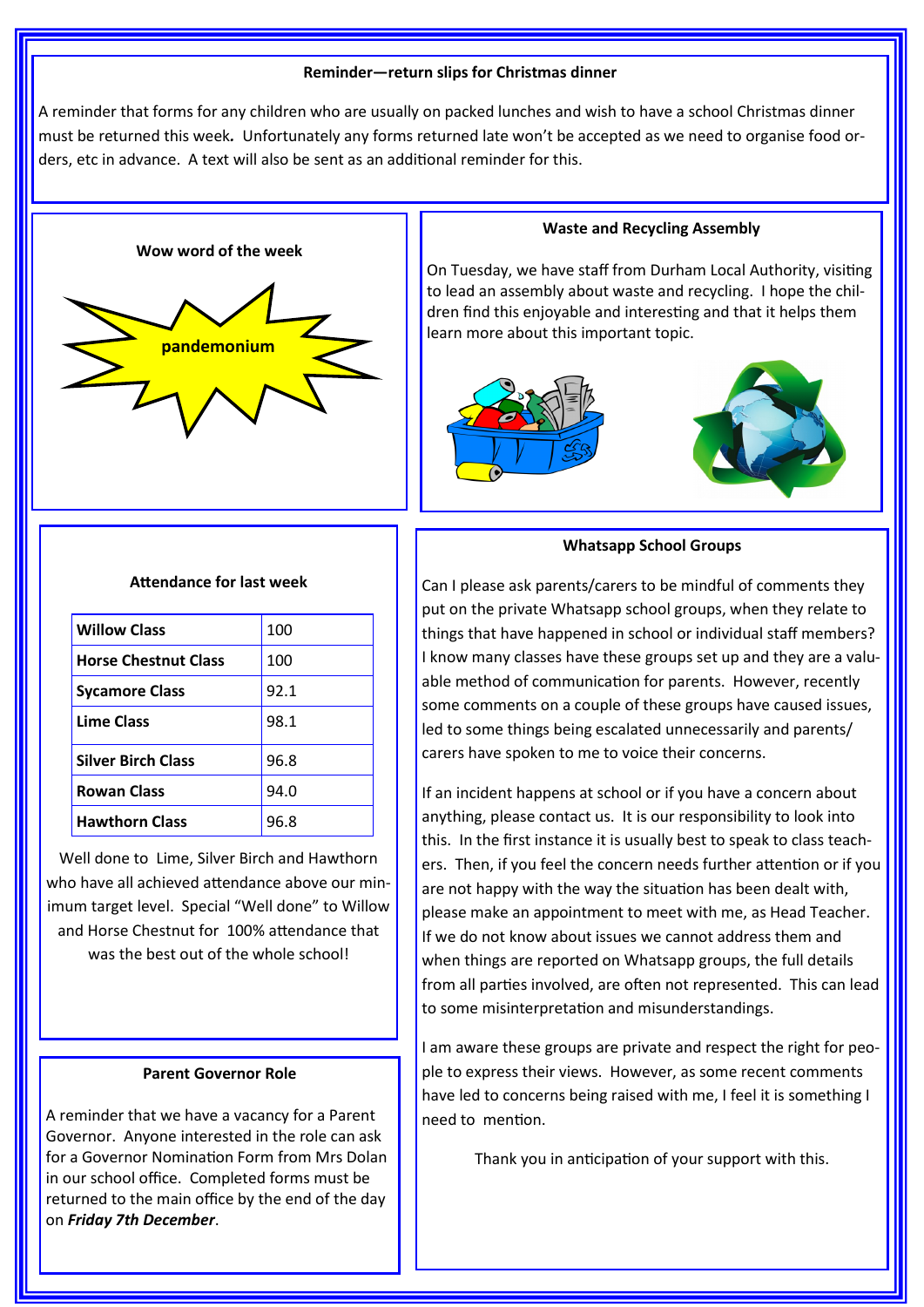## Reminder—return slips for Christmas dinner

A reminder that forms for any children who are usually on packed lunches and wish to have a school Christmas dinner must be returned this week**.** Unfortunately any forms returned late won't be accepted as we need to organise food orders, etc in advance. A text will also be sent as an additional reminder for this.

## Wow word of the week

**pandemonium**

## Waste and Recycling Assembly

On Tuesday, we have staff from Durham Local Authority, visiting to lead an assembly about waste and recycling. I hope the children find this enjoyable and interesting and that it helps them learn more about this important topic.

## Attendance for last week

| | |
|---|---|
| **Willow Class** | 100 |
| **Horse Chestnut Class** | 100 |
| **Sycamore Class** | 92.1 |
| **Lime Class** | 98.1 |
| **Silver Birch Class** | 96.8 |
| **Rowan Class** | 94.0 |
| **Hawthorn Class** | 96.8 |

Well done to Lime, Silver Birch and Hawthorn who have all achieved attendance above our minimum target level. Special "Well done" to Willow and Horse Chestnut for 100% attendance that was the best out of the whole school!

## Parent Governor Role

A reminder that we have a vacancy for a Parent Governor. Anyone interested in the role can ask for a Governor Nomination Form from Mrs Dolan in our school office. Completed forms must be returned to the main office by the end of the day on ***Friday 7th December***.

## Whatsapp School Groups

Can I please ask parents/carers to be mindful of comments they put on the private Whatsapp school groups, when they relate to things that have happened in school or individual staff members? I know many classes have these groups set up and they are a valuable method of communication for parents. However, recently some comments on a couple of these groups have caused issues, led to some things being escalated unnecessarily and parents/carers have spoken to me to voice their concerns.

If an incident happens at school or if you have a concern about anything, please contact us. It is our responsibility to look into this. In the first instance it is usually best to speak to class teachers. Then, if you feel the concern needs further attention or if you are not happy with the way the situation has been dealt with, please make an appointment to meet with me, as Head Teacher. If we do not know about issues we cannot address them and when things are reported on Whatsapp groups, the full details from all parties involved, are often not represented. This can lead to some misinterpretation and misunderstandings.

I am aware these groups are private and respect the right for people to express their views. However, as some recent comments have led to concerns being raised with me, I feel it is something I need to mention.

Thank you in anticipation of your support with this.